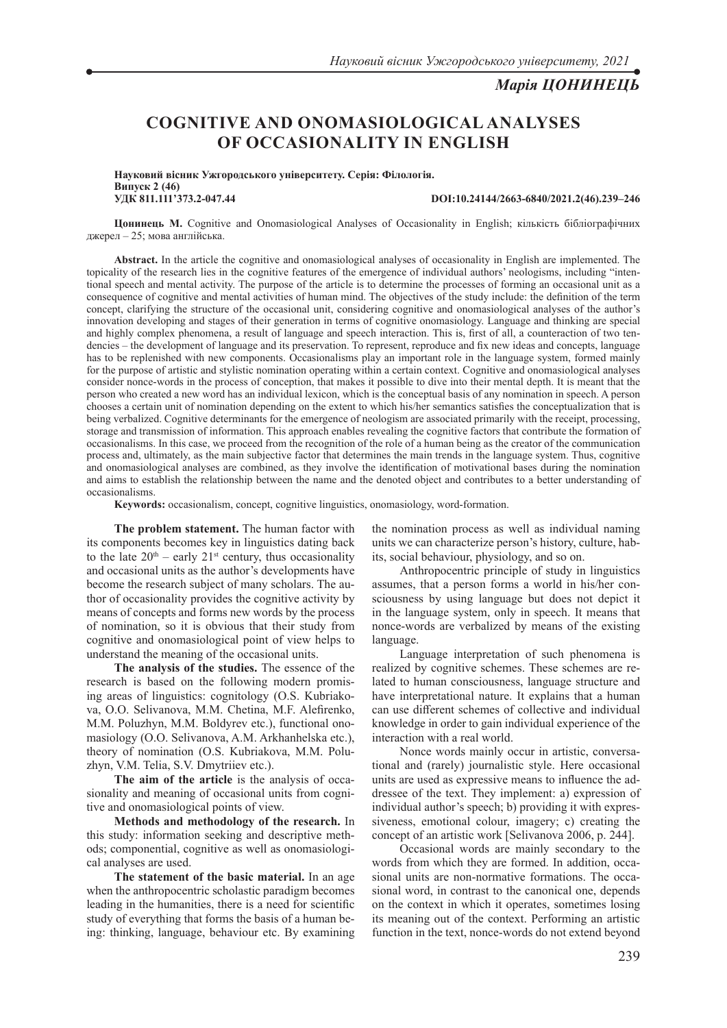# COGNITIVE AND ONOMASIOLOGICAL ANALYSES OF OCCASIONALITY IN ENGLISH

**Науковий вісник Ужгородського університету. Серія: Філологія.**
**Випуск 2 (46)**
**УДК 811.111'373.2-047.44** **DOI:10.24144/2663-6840/2021.2(46).239–246**

**Цонинець М.** Cognitive and Onomasiological Analyses of Occasionality in English; кількість бібліографічних джерел – 25; мова англійська.

**Abstract.** In the article the cognitive and onomasiological analyses of occasionality in English are implemented. The topicality of the research lies in the cognitive features of the emergence of individual authors' neologisms, including "intentional speech and mental activity. The purpose of the article is to determine the processes of forming an occasional unit as a consequence of cognitive and mental activities of human mind. The objectives of the study include: the definition of the term concept, clarifying the structure of the occasional unit, considering cognitive and onomasiological analyses of the author's innovation developing and stages of their generation in terms of cognitive onomasiology. Language and thinking are special and highly complex phenomena, a result of language and speech interaction. This is, first of all, a counteraction of two tendencies – the development of language and its preservation. To represent, reproduce and fix new ideas and concepts, language has to be replenished with new components. Occasionalisms play an important role in the language system, formed mainly for the purpose of artistic and stylistic nomination operating within a certain context. Cognitive and onomasiological analyses consider nonce-words in the process of conception, that makes it possible to dive into their mental depth. It is meant that the person who created a new word has an individual lexicon, which is the conceptual basis of any nomination in speech. A person chooses a certain unit of nomination depending on the extent to which his/her semantics satisfies the conceptualization that is being verbalized. Cognitive determinants for the emergence of neologism are associated primarily with the receipt, processing, storage and transmission of information. This approach enables revealing the cognitive factors that contribute the formation of occasionalisms. In this case, we proceed from the recognition of the role of a human being as the creator of the communication process and, ultimately, as the main subjective factor that determines the main trends in the language system. Thus, cognitive and onomasiological analyses are combined, as they involve the identification of motivational bases during the nomination and aims to establish the relationship between the name and the denoted object and contributes to a better understanding of occasionalisms.

**Keywords:** occasionalism, concept, cognitive linguistics, onomasiology, word-formation.

**The problem statement.** The human factor with its components becomes key in linguistics dating back to the late 20th – early 21st century, thus occasionality and occasional units as the author's developments have become the research subject of many scholars. The author of occasionality provides the cognitive activity by means of concepts and forms new words by the process of nomination, so it is obvious that their study from cognitive and onomasiological point of view helps to understand the meaning of the occasional units.

**The analysis of the studies.** The essence of the research is based on the following modern promising areas of linguistics: cognitology (O.S. Kubriakova, O.O. Selivanova, M.M. Chetina, M.F. Alefirenko, M.M. Poluzhyn, M.M. Boldyrev etc.), functional onomasiology (O.O. Selivanova, A.M. Arkhanhelska etc.), theory of nomination (O.S. Kubriakova, M.M. Poluzhyn, V.M. Telia, S.V. Dmytriiev etc.).

**The aim of the article** is the analysis of occasionality and meaning of occasional units from cognitive and onomasiological points of view.

**Methods and methodology of the research.** In this study: information seeking and descriptive methods; componential, cognitive as well as onomasiological analyses are used.

**The statement of the basic material.** In an age when the anthropocentric scholastic paradigm becomes leading in the humanities, there is a need for scientific study of everything that forms the basis of a human being: thinking, language, behaviour etc. By examining the nomination process as well as individual naming units we can characterize person's history, culture, habits, social behaviour, physiology, and so on.

Anthropocentric principle of study in linguistics assumes, that a person forms a world in his/her consciousness by using language but does not depict it in the language system, only in speech. It means that nonce-words are verbalized by means of the existing language.

Language interpretation of such phenomena is realized by cognitive schemes. These schemes are related to human consciousness, language structure and have interpretational nature. It explains that a human can use different schemes of collective and individual knowledge in order to gain individual experience of the interaction with a real world.

Nonce words mainly occur in artistic, conversational and (rarely) journalistic style. Here occasional units are used as expressive means to influence the addressee of the text. They implement: a) expression of individual author's speech; b) providing it with expressiveness, emotional colour, imagery; c) creating the concept of an artistic work [Selivanova 2006, p. 244].

Occasional words are mainly secondary to the words from which they are formed. In addition, occasional units are non-normative formations. The occasional word, in contrast to the canonical one, depends on the context in which it operates, sometimes losing its meaning out of the context. Performing an artistic function in the text, nonce-words do not extend beyond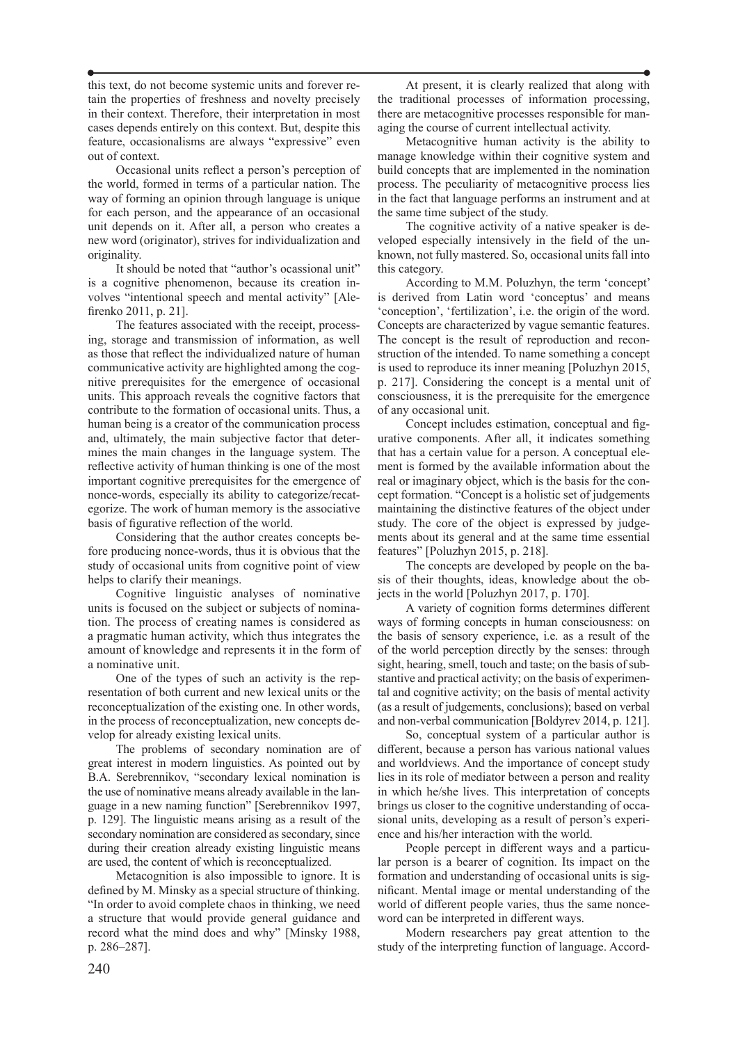this text, do not become systemic units and forever retain the properties of freshness and novelty precisely in their context. Therefore, their interpretation in most cases depends entirely on this context. But, despite this feature, occasionalisms are always "expressive" even out of context.

Occasional units reflect a person's perception of the world, formed in terms of a particular nation. The way of forming an opinion through language is unique for each person, and the appearance of an occasional unit depends on it. After all, a person who creates a new word (originator), strives for individualization and originality.

It should be noted that "author's ocassional unit" is a cognitive phenomenon, because its creation involves "intentional speech and mental activity" [Alefirenko 2011, p. 21].

The features associated with the receipt, processing, storage and transmission of information, as well as those that reflect the individualized nature of human communicative activity are highlighted among the cognitive prerequisites for the emergence of occasional units. This approach reveals the cognitive factors that contribute to the formation of occasional units. Thus, a human being is a creator of the communication process and, ultimately, the main subjective factor that determines the main changes in the language system. The reflective activity of human thinking is one of the most important cognitive prerequisites for the emergence of nonce-words, especially its ability to categorize/recategorize. The work of human memory is the associative basis of figurative reflection of the world.

Considering that the author creates concepts before producing nonce-words, thus it is obvious that the study of occasional units from cognitive point of view helps to clarify their meanings.

Cognitive linguistic analyses of nominative units is focused on the subject or subjects of nomination. The process of creating names is considered as a pragmatic human activity, which thus integrates the amount of knowledge and represents it in the form of a nominative unit.

One of the types of such an activity is the representation of both current and new lexical units or the reconceptualization of the existing one. In other words, in the process of reconceptualization, new concepts develop for already existing lexical units.

The problems of secondary nomination are of great interest in modern linguistics. As pointed out by B.A. Serebrennikov, "secondary lexical nomination is the use of nominative means already available in the language in a new naming function" [Serebrennikov 1997, p. 129]. The linguistic means arising as a result of the secondary nomination are considered as secondary, since during their creation already existing linguistic means are used, the content of which is reconceptualized.

Metacognition is also impossible to ignore. It is defined by M. Minsky as a special structure of thinking. "In order to avoid complete chaos in thinking, we need a structure that would provide general guidance and record what the mind does and why" [Minsky 1988, p. 286–287].

At present, it is clearly realized that along with the traditional processes of information processing, there are metacognitive processes responsible for managing the course of current intellectual activity.

Metacognitive human activity is the ability to manage knowledge within their cognitive system and build concepts that are implemented in the nomination process. The peculiarity of metacognitive process lies in the fact that language performs an instrument and at the same time subject of the study.

The cognitive activity of a native speaker is developed especially intensively in the field of the unknown, not fully mastered. So, occasional units fall into this category.

According to M.M. Poluzhyn, the term 'concept' is derived from Latin word 'conceptus' and means 'conception', 'fertilization', i.e. the origin of the word. Concepts are characterized by vague semantic features. The concept is the result of reproduction and reconstruction of the intended. To name something a concept is used to reproduce its inner meaning [Poluzhyn 2015, p. 217]. Considering the concept is a mental unit of consciousness, it is the prerequisite for the emergence of any occasional unit.

Concept includes estimation, conceptual and figurative components. After all, it indicates something that has a certain value for a person. A conceptual element is formed by the available information about the real or imaginary object, which is the basis for the concept formation. "Concept is a holistic set of judgements maintaining the distinctive features of the object under study. The core of the object is expressed by judgements about its general and at the same time essential features" [Poluzhyn 2015, p. 218].

The concepts are developed by people on the basis of their thoughts, ideas, knowledge about the objects in the world [Poluzhyn 2017, p. 170].

A variety of cognition forms determines different ways of forming concepts in human consciousness: on the basis of sensory experience, i.e. as a result of the of the world perception directly by the senses: through sight, hearing, smell, touch and taste; on the basis of substantive and practical activity; on the basis of experimental and cognitive activity; on the basis of mental activity (as a result of judgements, conclusions); based on verbal and non-verbal communication [Boldyrev 2014, p. 121].

So, conceptual system of a particular author is different, because a person has various national values and worldviews. And the importance of concept study lies in its role of mediator between a person and reality in which he/she lives. This interpretation of concepts brings us closer to the cognitive understanding of occasional units, developing as a result of person's experience and his/her interaction with the world.

People percept in different ways and a particular person is a bearer of cognition. Its impact on the formation and understanding of occasional units is significant. Mental image or mental understanding of the world of different people varies, thus the same nonce-word can be interpreted in different ways.

Modern researchers pay great attention to the study of the interpreting function of language. Accord-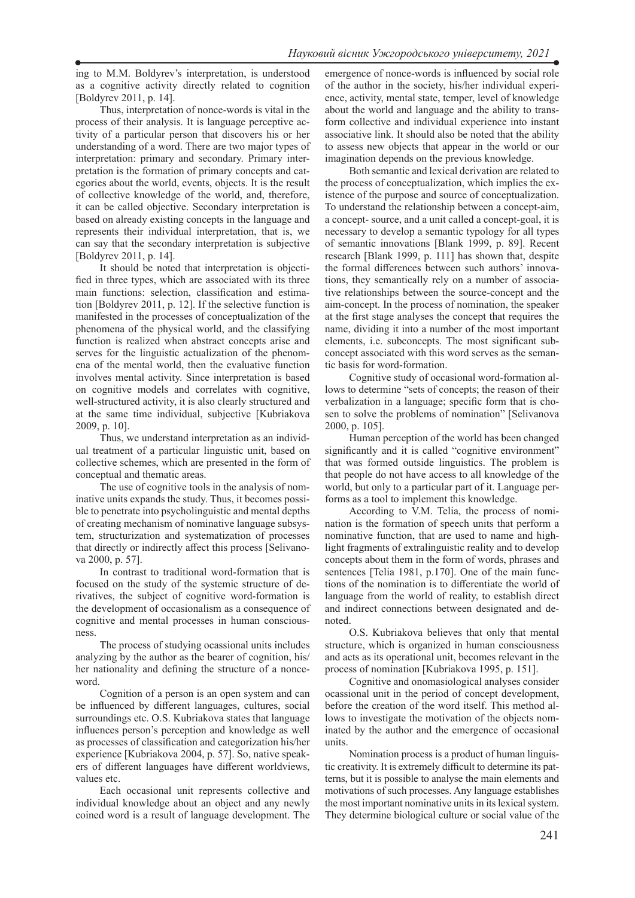ing to M.M. Boldyrev's interpretation, is understood as a cognitive activity directly related to cognition [Boldyrev 2011, p. 14].

Thus, interpretation of nonce-words is vital in the process of their analysis. It is language perceptive activity of a particular person that discovers his or her understanding of a word. There are two major types of interpretation: primary and secondary. Primary interpretation is the formation of primary concepts and categories about the world, events, objects. It is the result of collective knowledge of the world, and, therefore, it can be called objective. Secondary interpretation is based on already existing concepts in the language and represents their individual interpretation, that is, we can say that the secondary interpretation is subjective [Boldyrev 2011, p. 14].

It should be noted that interpretation is objectified in three types, which are associated with its three main functions: selection, classification and estimation [Boldyrev 2011, p. 12]. If the selective function is manifested in the processes of conceptualization of the phenomena of the physical world, and the classifying function is realized when abstract concepts arise and serves for the linguistic actualization of the phenomena of the mental world, then the evaluative function involves mental activity. Since interpretation is based on cognitive models and correlates with cognitive, well-structured activity, it is also clearly structured and at the same time individual, subjective [Kubriakova 2009, p. 10].

Thus, we understand interpretation as an individual treatment of a particular linguistic unit, based on collective schemes, which are presented in the form of conceptual and thematic areas.

The use of cognitive tools in the analysis of nominative units expands the study. Thus, it becomes possible to penetrate into psycholinguistic and mental depths of creating mechanism of nominative language subsystem, structurization and systematization of processes that directly or indirectly affect this process [Selivanova 2000, p. 57].

In contrast to traditional word-formation that is focused on the study of the systemic structure of derivatives, the subject of cognitive word-formation is the development of occasionalism as a consequence of cognitive and mental processes in human consciousness.

The process of studying ocassional units includes analyzing by the author as the bearer of cognition, his/her nationality and defining the structure of a nonce-word.

Cognition of a person is an open system and can be influenced by different languages, cultures, social surroundings etc. O.S. Kubriakova states that language influences person's perception and knowledge as well as processes of classification and categorization his/her experience [Kubriakova 2004, p. 57]. So, native speakers of different languages have different worldviews, values etc.

Each occasional unit represents collective and individual knowledge about an object and any newly coined word is a result of language development. The emergence of nonce-words is influenced by social role of the author in the society, his/her individual experience, activity, mental state, temper, level of knowledge about the world and language and the ability to transform collective and individual experience into instant associative link. It should also be noted that the ability to assess new objects that appear in the world or our imagination depends on the previous knowledge.

Both semantic and lexical derivation are related to the process of conceptualization, which implies the existence of the purpose and source of conceptualization. To understand the relationship between a concept-aim, a concept- source, and a unit called a concept-goal, it is necessary to develop a semantic typology for all types of semantic innovations [Blank 1999, p. 89]. Recent research [Blank 1999, p. 111] has shown that, despite the formal differences between such authors' innovations, they semantically rely on a number of associative relationships between the source-concept and the aim-concept. In the process of nomination, the speaker at the first stage analyses the concept that requires the name, dividing it into a number of the most important elements, i.e. subconcepts. The most significant subconcept associated with this word serves as the semantic basis for word-formation.

Cognitive study of occasional word-formation allows to determine "sets of concepts; the reason of their verbalization in a language; specific form that is chosen to solve the problems of nomination" [Selivanova 2000, p. 105].

Human perception of the world has been changed significantly and it is called "cognitive environment" that was formed outside linguistics. The problem is that people do not have access to all knowledge of the world, but only to a particular part of it. Language performs as a tool to implement this knowledge.

According to V.M. Telia, the process of nomination is the formation of speech units that perform a nominative function, that are used to name and highlight fragments of extralinguistic reality and to develop concepts about them in the form of words, phrases and sentences [Telia 1981, p.170]. One of the main functions of the nomination is to differentiate the world of language from the world of reality, to establish direct and indirect connections between designated and denoted.

O.S. Kubriakova believes that only that mental structure, which is organized in human consciousness and acts as its operational unit, becomes relevant in the process of nomination [Kubriakova 1995, p. 151].

Cognitive and onomasiological analyses consider ocassional unit in the period of concept development, before the creation of the word itself. This method allows to investigate the motivation of the objects nominated by the author and the emergence of occasional units.

Nomination process is a product of human linguistic creativity. It is extremely difficult to determine its patterns, but it is possible to analyse the main elements and motivations of such processes. Any language establishes the most important nominative units in its lexical system. They determine biological culture or social value of the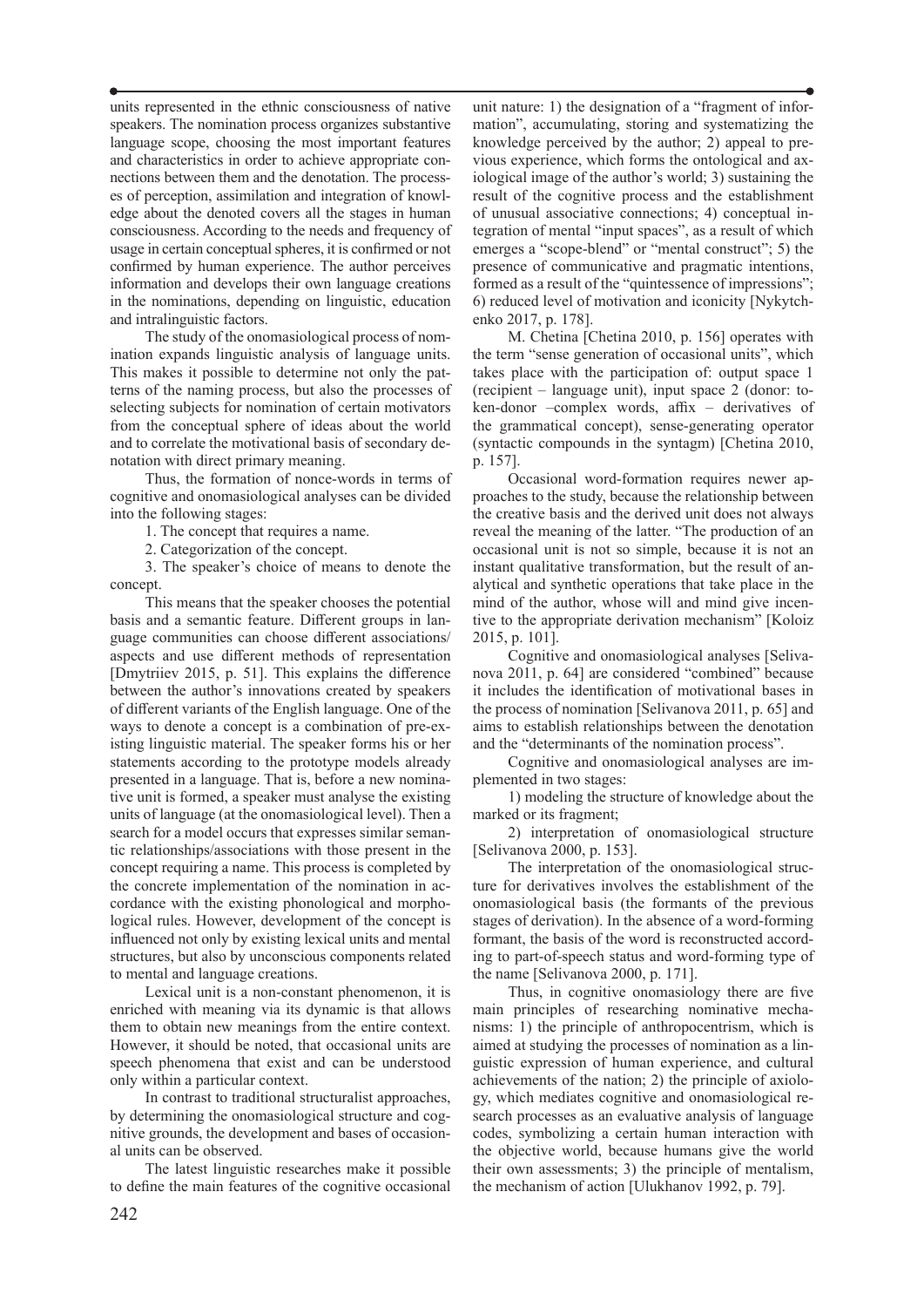units represented in the ethnic consciousness of native speakers. The nomination process organizes substantive language scope, choosing the most important features and characteristics in order to achieve appropriate connections between them and the denotation. The processes of perception, assimilation and integration of knowledge about the denoted covers all the stages in human consciousness. According to the needs and frequency of usage in certain conceptual spheres, it is confirmed or not confirmed by human experience. The author perceives information and develops their own language creations in the nominations, depending on linguistic, education and intralinguistic factors.

The study of the onomasiological process of nomination expands linguistic analysis of language units. This makes it possible to determine not only the patterns of the naming process, but also the processes of selecting subjects for nomination of certain motivators from the conceptual sphere of ideas about the world and to correlate the motivational basis of secondary denotation with direct primary meaning.

Thus, the formation of nonce-words in terms of cognitive and onomasiological analyses can be divided into the following stages:

1. The concept that requires a name.

2. Categorization of the concept.

3. The speaker's choice of means to denote the concept.

This means that the speaker chooses the potential basis and a semantic feature. Different groups in language communities can choose different associations/aspects and use different methods of representation [Dmytriiev 2015, p. 51]. This explains the difference between the author's innovations created by speakers of different variants of the English language. One of the ways to denote a concept is a combination of pre-existing linguistic material. The speaker forms his or her statements according to the prototype models already presented in a language. That is, before a new nominative unit is formed, a speaker must analyse the existing units of language (at the onomasiological level). Then a search for a model occurs that expresses similar semantic relationships/associations with those present in the concept requiring a name. This process is completed by the concrete implementation of the nomination in accordance with the existing phonological and morphological rules. However, development of the concept is influenced not only by existing lexical units and mental structures, but also by unconscious components related to mental and language creations.

Lexical unit is a non-constant phenomenon, it is enriched with meaning via its dynamic is that allows them to obtain new meanings from the entire context. However, it should be noted, that occasional units are speech phenomena that exist and can be understood only within a particular context.

In contrast to traditional structuralist approaches, by determining the onomasiological structure and cognitive grounds, the development and bases of occasional units can be observed.

The latest linguistic researches make it possible to define the main features of the cognitive occasional unit nature: 1) the designation of a "fragment of information", accumulating, storing and systematizing the knowledge perceived by the author; 2) appeal to previous experience, which forms the ontological and axiological image of the author's world; 3) sustaining the result of the cognitive process and the establishment of unusual associative connections; 4) conceptual integration of mental "input spaces", as a result of which emerges a "scope-blend" or "mental construct"; 5) the presence of communicative and pragmatic intentions, formed as a result of the "quintessence of impressions"; 6) reduced level of motivation and iconicity [Nykytchenko 2017, p. 178].

M. Chetina [Chetina 2010, p. 156] operates with the term "sense generation of occasional units", which takes place with the participation of: output space 1 (recipient – language unit), input space 2 (donor: token-donor –complex words, affix – derivatives of the grammatical concept), sense-generating operator (syntactic compounds in the syntagm) [Chetina 2010, p. 157].

Occasional word-formation requires newer approaches to the study, because the relationship between the creative basis and the derived unit does not always reveal the meaning of the latter. "The production of an occasional unit is not so simple, because it is not an instant qualitative transformation, but the result of analytical and synthetic operations that take place in the mind of the author, whose will and mind give incentive to the appropriate derivation mechanism" [Koloiz 2015, p. 101].

Cognitive and onomasiological analyses [Selivanova 2011, p. 64] are considered "combined" because it includes the identification of motivational bases in the process of nomination [Selivanova 2011, p. 65] and aims to establish relationships between the denotation and the "determinants of the nomination process".

Cognitive and onomasiological analyses are implemented in two stages:

1) modeling the structure of knowledge about the marked or its fragment;

2) interpretation of onomasiological structure [Selivanova 2000, p. 153].

The interpretation of the onomasiological structure for derivatives involves the establishment of the onomasiological basis (the formants of the previous stages of derivation). In the absence of a word-forming formant, the basis of the word is reconstructed according to part-of-speech status and word-forming type of the name [Selivanova 2000, p. 171].

Thus, in cognitive onomasiology there are five main principles of researching nominative mechanisms: 1) the principle of anthropocentrism, which is aimed at studying the processes of nomination as a linguistic expression of human experience, and cultural achievements of the nation; 2) the principle of axiology, which mediates cognitive and onomasiological research processes as an evaluative analysis of language codes, symbolizing a certain human interaction with the objective world, because humans give the world their own assessments; 3) the principle of mentalism, the mechanism of action [Ulukhanov 1992, p. 79].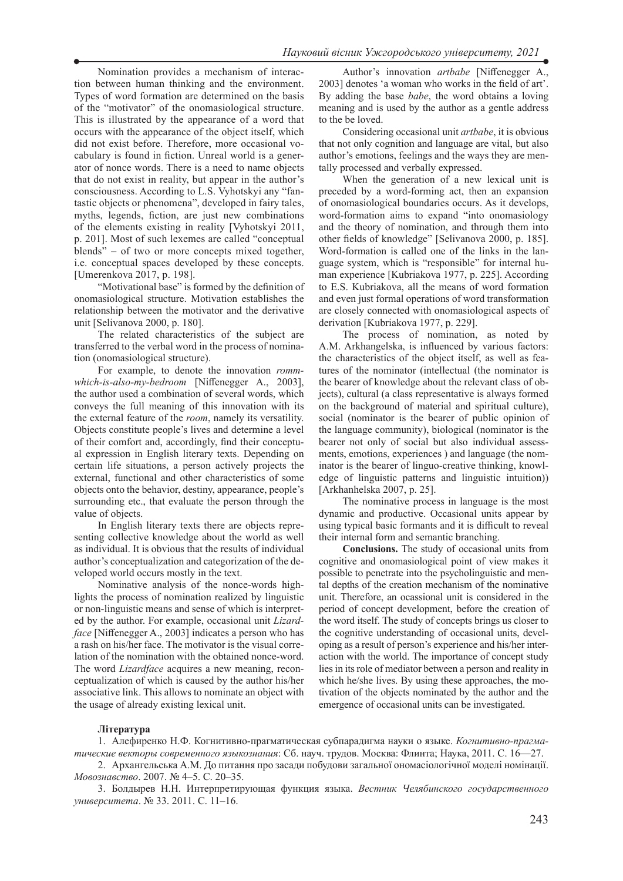Nomination provides a mechanism of interaction between human thinking and the environment. Types of word formation are determined on the basis of the "motivator" of the onomasiological structure. This is illustrated by the appearance of a word that occurs with the appearance of the object itself, which did not exist before. Therefore, more occasional vocabulary is found in fiction. Unreal world is a generator of nonce words. There is a need to name objects that do not exist in reality, but appear in the author's consciousness. According to L.S. Vyhotskyi any "fantastic objects or phenomena", developed in fairy tales, myths, legends, fiction, are just new combinations of the elements existing in reality [Vyhotskyi 2011, p. 201]. Most of such lexemes are called "conceptual blends" – of two or more concepts mixed together, i.e. conceptual spaces developed by these concepts. [Umerenkova 2017, p. 198].

"Motivational base" is formed by the definition of onomasiological structure. Motivation establishes the relationship between the motivator and the derivative unit [Selivanova 2000, p. 180].

The related characteristics of the subject are transferred to the verbal word in the process of nomination (onomasiological structure).

For example, to denote the innovation *romm-which-is-also-my-bedroom* [Niffenegger A., 2003], the author used a combination of several words, which conveys the full meaning of this innovation with its the external feature of the *room*, namely its versatility. Objects constitute people's lives and determine a level of their comfort and, accordingly, find their conceptual expression in English literary texts. Depending on certain life situations, a person actively projects the external, functional and other characteristics of some objects onto the behavior, destiny, appearance, people's surrounding etc., that evaluate the person through the value of objects.

In English literary texts there are objects representing collective knowledge about the world as well as individual. It is obvious that the results of individual author's conceptualization and categorization of the developed world occurs mostly in the text.

Nominative analysis of the nonce-words highlights the process of nomination realized by linguistic or non-linguistic means and sense of which is interpreted by the author. For example, occasional unit *Lizardface* [Niffenegger A., 2003] indicates a person who has a rash on his/her face. The motivator is the visual correlation of the nomination with the obtained nonce-word. The word *Lizardface* acquires a new meaning, reconceptualization of which is caused by the author his/her associative link. This allows to nominate an object with the usage of already existing lexical unit.

Author's innovation *artbabe* [Niffenegger A., 2003] denotes 'a woman who works in the field of art'. By adding the base *babe*, the word obtains a loving meaning and is used by the author as a gentle address to the be loved.

Considering occasional unit *artbabe*, it is obvious that not only cognition and language are vital, but also author's emotions, feelings and the ways they are mentally processed and verbally expressed.

When the generation of a new lexical unit is preceded by a word-forming act, then an expansion of onomasiological boundaries occurs. As it develops, word-formation aims to expand "into onomasiology and the theory of nomination, and through them into other fields of knowledge" [Selivanova 2000, p. 185]. Word-formation is called one of the links in the language system, which is "responsible" for internal human experience [Kubriakova 1977, p. 225]. According to E.S. Kubriakova, all the means of word formation and even just formal operations of word transformation are closely connected with onomasiological aspects of derivation [Kubriakova 1977, p. 229].

The process of nomination, as noted by A.M. Arkhangelska, is influenced by various factors: the characteristics of the object itself, as well as features of the nominator (intellectual (the nominator is the bearer of knowledge about the relevant class of objects), cultural (a class representative is always formed on the background of material and spiritual culture), social (nominator is the bearer of public opinion of the language community), biological (nominator is the bearer not only of social but also individual assessments, emotions, experiences ) and language (the nominator is the bearer of linguo-creative thinking, knowledge of linguistic patterns and linguistic intuition)) [Arkhanhelska 2007, p. 25].

The nominative process in language is the most dynamic and productive. Occasional units appear by using typical basic formants and it is difficult to reveal their internal form and semantic branching.

**Conclusions.** The study of occasional units from cognitive and onomasiological point of view makes it possible to penetrate into the psycholinguistic and mental depths of the creation mechanism of the nominative unit. Therefore, an ocassional unit is considered in the period of concept development, before the creation of the word itself. The study of concepts brings us closer to the cognitive understanding of occasional units, developing as a result of person's experience and his/her interaction with the world. The importance of concept study lies in its role of mediator between a person and reality in which he/she lives. By using these approaches, the motivation of the objects nominated by the author and the emergence of occasional units can be investigated.

**Література**

1. Алефиренко Н.Ф. Когнитивно-прагматическая субпарадигма науки о языке. *Когнитивно-прагматические векторы современного языкознания*: Сб. науч. трудов. Москва: Флинта; Наука, 2011. С. 16—27.

2. Архангельська А.М. До питання про засади побудови загальної ономасіологічної моделі номінації. *Мовознавство*. 2007. № 4–5. С. 20–35.

3. Болдырев Н.Н. Интерпретирующая функция языка. *Вестник Челябинского государственного университета*. № 33. 2011. С. 11–16.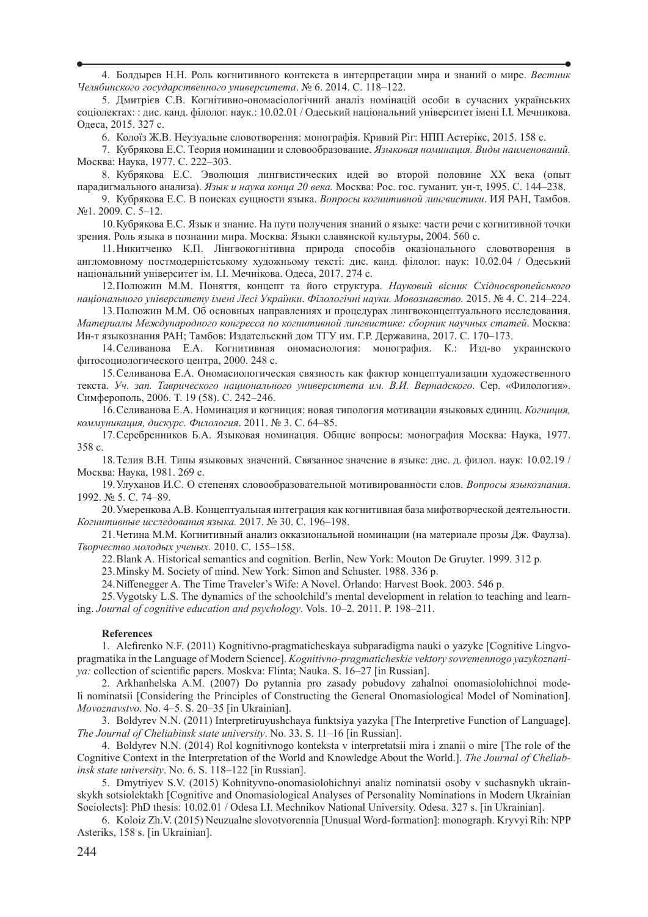4. Болдырев Н.Н. Роль когнитивного контекста в интерпретации мира и знаний о мире. *Вестник Челябинского государственного университета*. № 6. 2014. С. 118–122.

5. Дмитрієв С.В. Когнітивно-ономасіологічний аналіз номінацій особи в сучасних українських соціолектах: : дис. канд. філолог. наук.: 10.02.01 / Одеський національний університет імені І.І. Мечникова. Одеса, 2015. 327 с.

6. Колоїз Ж.В. Неузуальне словотворення: монографія. Кривий Ріг: НПП Астерікс, 2015. 158 с.

7. Кубрякова Е.С. Теория номинации и словообразование. *Языковая номинация. Виды наименований.* Москва: Наука, 1977. С. 222–303.

8. Кубрякова Е.С. Эволюция лингвистических идей во второй половине XX века (опыт парадигмального анализа). *Язык и наука конца 20 века.* Москва: Рос. гос. гуманит. ун-т, 1995. С. 144–238.

9. Кубрякова Е.С. В поисках сущности языка. *Вопросы когнитивной лингвистики*. ИЯ РАН, Тамбов. №1. 2009. С. 5–12.

10. Кубрякова Е.С. Язык и знание. На пути получения знаний о языке: части речи с когнитивной точки зрения. Роль языка в познании мира. Москва: Языки славянской культуры, 2004. 560 с.

11. Никитченко К.П. Лінгвокогнітивна природа способів оказіонального словотворення в англомовному постмодерністському художньому тексті: дис. канд. філолог. наук: 10.02.04 / Одеський національний університет ім. І.І. Мечнікова. Одеса, 2017. 274 с.

12. Полюжин М.М. Поняття, концепт та його структура. *Науковий вісник Східноєвропейського національного університету імені Лесі Українки. Філологічні науки. Мовознавство.* 2015. № 4. С. 214–224.

13. Полюжин М.М. Об основных направлениях и процедурах лингвоконцептуального исследования. *Материалы Международного конгресса по когнитивной лингвистике: сборник научных статей*. Москва: Ин-т языкознания РАН; Тамбов: Издательский дом ТГУ им. Г.Р. Державина, 2017. С. 170–173.

14. Селиванова Е.А. Когнитивная ономасиология: монография. К.: Изд-во украинского фитосоциологического центра, 2000. 248 с.

15. Селиванова Е.А. Ономасиологическая связность как фактор концептуализации художественного текста. *Уч. зап. Таврического национального университета им. В.И. Вернадского*. Сер. «Филология». Симферополь, 2006. Т. 19 (58). С. 242–246.

16. Селиванова Е.А. Номинация и когниция: новая типология мотивации языковых единиц. *Когниция, коммуникация, дискурс. Филология*. 2011. № 3. С. 64–85.

17. Серебренников Б.А. Языковая номинация. Общие вопросы: монография Москва: Наука, 1977. 358 с.

18. Телия В.Н. Типы языковых значений. Связанное значение в языке: дис. д. филол. наук: 10.02.19 / Москва: Наука, 1981. 269 с.

19. Улуханов И.С. О степенях словообразовательной мотивированности слов. *Вопросы языкознания*. 1992. № 5. С. 74–89.

20. Умеренкова А.В. Концептуальная интеграция как когнитивная база мифотворческой деятельности. *Когнитивные исследования языка.* 2017. № 30. С. 196–198.

21. Четина М.М. Когнитивный анализ окказиональной номинации (на материале прозы Дж. Фаулза). *Творчество молодых ученых.* 2010. С. 155–158.

22. Blank A. Historical semantics and cognition. Berlin, New York: Mouton De Gruyter. 1999. 312 p.

23. Minsky M. Society of mind. New York: Simon and Schuster. 1988. 336 p.

24. Niffenegger A. The Time Traveler's Wife: A Novel. Orlando: Harvest Book. 2003. 546 p.

25. Vygotsky L.S. The dynamics of the schoolchild's mental development in relation to teaching and learning. *Journal of cognitive education and psychology*. Vols. 10–2. 2011. P. 198–211.

**References**

1. Alefirenko N.F. (2011) Kognitivno-pragmaticheskaya subparadigma nauki o yazyke [Cognitive Lingvopragmatika in the Language of Modern Science]. *Kognitivno-pragmaticheskie vektory sovremennogo yazykoznaniya:* collection of scientific papers. Moskva: Flinta; Nauka. S. 16–27 [in Russian].

2. Arkhanhelska A.M. (2007) Do pytannia pro zasady pobudovy zahalnoi onomasiolohichnoi modeli nominatsii [Considering the Principles of Constructing the General Onomasiological Model of Nomination]. *Movoznavstvo*. No. 4–5. S. 20–35 [in Ukrainian].

3. Boldyrev N.N. (2011) Interpretiruyushchaya funktsiya yazyka [The Interpretive Function of Language]. *The Journal of Cheliabinsk state university*. No. 33. S. 11–16 [in Russian].

4. Boldyrev N.N. (2014) Rol kognitivnogo konteksta v interpretatsii mira i znanii o mire [The role of the Cognitive Context in the Interpretation of the World and Knowledge About the World.]. *The Journal of Cheliabinsk state university*. No. 6. S. 118–122 [in Russian].

5. Dmytriyev S.V. (2015) Kohnityvno-onomasiolohichnyi analiz nominatsii osoby v suchasnykh ukrainskykh sotsiolektakh [Cognitive and Onomasiological Analyses of Personality Nominations in Modern Ukrainian Sociolects]: PhD thesis: 10.02.01 / Odesa I.I. Mechnikov National University. Odesa. 327 s. [in Ukrainian].

6. Koloiz Zh.V. (2015) Neuzualne slovotvorennia [Unusual Word-formation]: monograph. Kryvyi Rih: NPP Asteriks, 158 s. [in Ukrainian].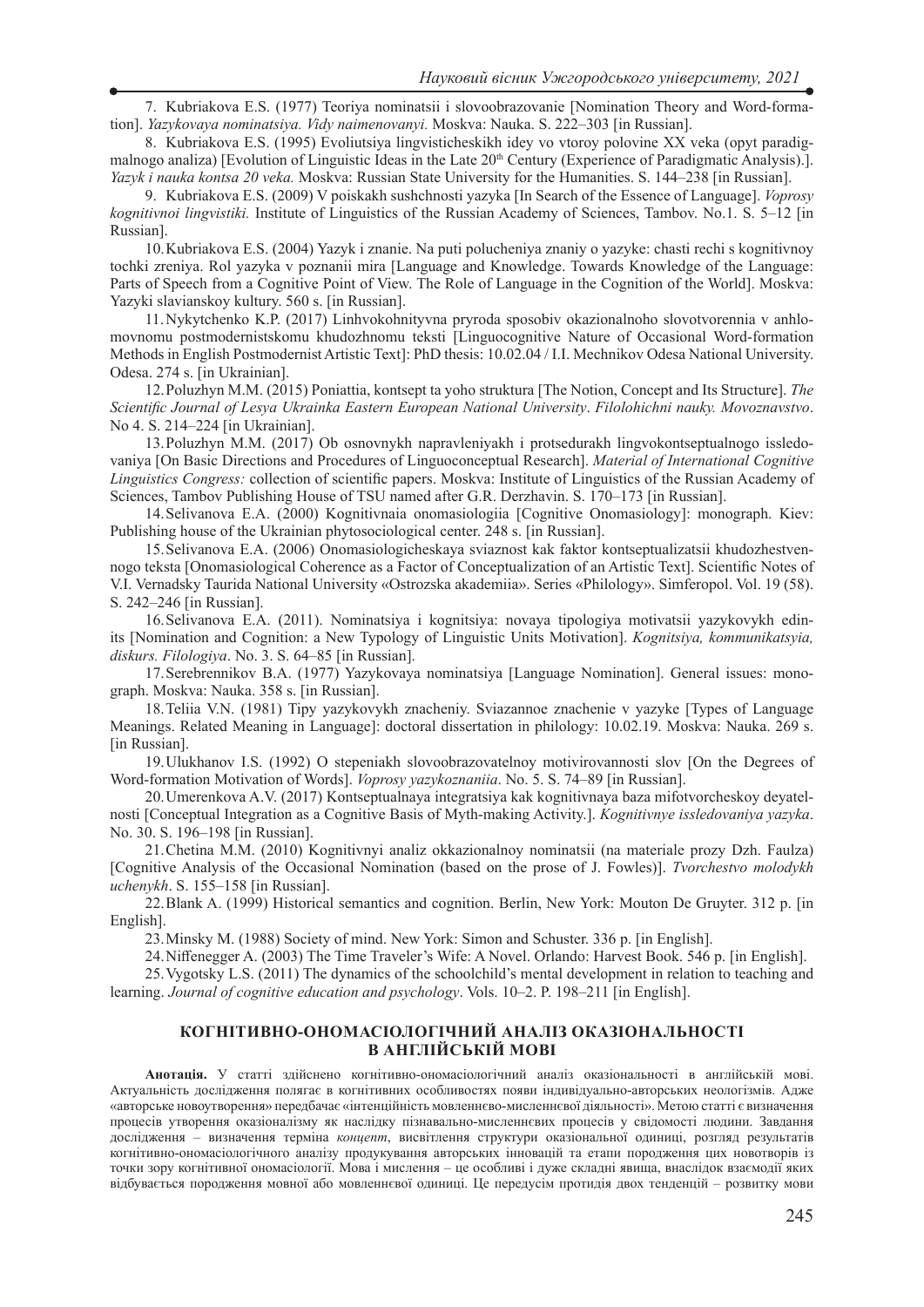7. Kubriakova E.S. (1977) Teoriya nominatsii i slovoobrazovanie [Nomination Theory and Word-formation]. *Yazykovaya nominatsiya. Vidy naimenovanyi.* Moskva: Nauka. S. 222–303 [in Russian].

8. Kubriakova E.S. (1995) Evoliutsiya lingvisticheskikh idey vo vtoroy polovine XX veka (opyt paradigmalnogo analiza) [Evolution of Linguistic Ideas in the Late 20th Century (Experience of Paradigmatic Analysis).]. *Yazyk i nauka kontsa 20 veka.* Moskva: Russian State University for the Humanities. S. 144–238 [in Russian].

9. Kubriakova E.S. (2009) V poiskakh sushchnosti yazyka [In Search of the Essence of Language]. *Voprosy kognitivnoi lingvistiki.* Institute of Linguistics of the Russian Academy of Sciences, Tambov. No.1. S. 5–12 [in Russian].

10. Kubriakova E.S. (2004) Yazyk i znanie. Na puti polucheniya znaniy o yazyke: chasti rechi s kognitivnoy tochki zreniya. Rol yazyka v poznanii mira [Language and Knowledge. Towards Knowledge of the Language: Parts of Speech from a Cognitive Point of View. The Role of Language in the Cognition of the World]. Moskva: Yazyki slavianskoy kultury. 560 s. [in Russian].

11. Nykytchenko K.P. (2017) Linhvokohnityvna pryroda sposobiv okazionalnoho slovotvorennia v anhlomovnomu postmodernistskomu khudozhnomu teksti [Linguocognitive Nature of Occasional Word-formation Methods in English Postmodernist Artistic Text]: PhD thesis: 10.02.04 / I.I. Mechnikov Odesa National University. Odesa. 274 s. [in Ukrainian].

12. Poluzhyn M.M. (2015) Poniattia, kontsept ta yoho struktura [The Notion, Concept and Its Structure]. *The Scientific Journal of Lesya Ukrainka Eastern European National University*. *Filolohichni nauky. Movoznavstvo*. No 4. S. 214–224 [in Ukrainian].

13. Poluzhyn M.M. (2017) Ob osnovnykh napravleniyakh i protsedurakh lingvokontseptualnogo issledovaniya [On Basic Directions and Procedures of Linguoconceptual Research]. *Material of International Cognitive Linguistics Congress:* collection of scientific papers. Moskva: Institute of Linguistics of the Russian Academy of Sciences, Tambov Publishing House of TSU named after G.R. Derzhavin. S. 170–173 [in Russian].

14. Selivanova E.A. (2000) Kognitivnaia onomasiologiia [Cognitive Onomasiology]: monograph. Kiev: Publishing house of the Ukrainian phytosociological center. 248 s. [in Russian].

15. Selivanova E.A. (2006) Onomasiologicheskaya sviaznost kak faktor kontseptualizatsii khudozhestvennogo teksta [Onomasiological Coherence as a Factor of Conceptualization of an Artistic Text]. Scientific Notes of V.I. Vernadsky Taurida National University «Ostrozska akademiia». Series «Philology». Simferopol. Vol. 19 (58). S. 242–246 [in Russian].

16. Selivanova E.A. (2011). Nominatsiya i kognitsiya: novaya tipologiya motivatsii yazykovykh edinits [Nomination and Cognition: a New Typology of Linguistic Units Motivation]. *Kognitsiya, kommunikatsyia, diskurs. Filologiya*. No. 3. S. 64–85 [in Russian].

17. Serebrennikov B.A. (1977) Yazykovaya nominatsiya [Language Nomination]. General issues: monograph. Moskva: Nauka. 358 s. [in Russian].

18. Teliia V.N. (1981) Tipy yazykovykh znacheniy. Sviazannoe znachenie v yazyke [Types of Language Meanings. Related Meaning in Language]: doctoral dissertation in philology: 10.02.19. Moskva: Nauka. 269 s. [in Russian].

19. Ulukhanov I.S. (1992) O stepeniakh slovoobrazovatelnoy motivirovannosti slov [On the Degrees of Word-formation Motivation of Words]. *Voprosy yazykoznaniia*. No. 5. S. 74–89 [in Russian].

20. Umerenkova A.V. (2017) Kontseptualnaya integratsiya kak kognitivnaya baza mifotvorcheskoy deyatelnosti [Conceptual Integration as a Cognitive Basis of Myth-making Activity.]. *Kognitivnye issledovaniya yazyka*. No. 30. S. 196–198 [in Russian].

21. Chetina M.M. (2010) Kognitivnyi analiz okkazionalnoy nominatsii (na materiale prozy Dzh. Faulza) [Cognitive Analysis of the Occasional Nomination (based on the prose of J. Fowles)]. *Tvorchestvo molodykh uchenykh*. S. 155–158 [in Russian].

22. Blank A. (1999) Historical semantics and cognition. Berlin, New York: Mouton De Gruyter. 312 p. [in English].

23. Minsky M. (1988) Society of mind. New York: Simon and Schuster. 336 p. [in English].

24. Niffenegger A. (2003) The Time Traveler's Wife: A Novel. Orlando: Harvest Book. 546 p. [in English].

25. Vygotsky L.S. (2011) The dynamics of the schoolchild's mental development in relation to teaching and learning. *Journal of cognitive education and psychology*. Vols. 10–2. P. 198–211 [in English].

## КОГНІТИВНО-ОНОМАСІОЛОГІЧНИЙ АНАЛІЗ ОКАЗІОНАЛЬНОСТІ В АНГЛІЙСЬКІЙ МОВІ

**Анотація.** У статті здійснено когнітивно-ономасіологічний аналіз оказіональності в англійській мові. Актуальність дослідження полягає в когнітивних особливостях появи індивідуально-авторських неологізмів. Адже «авторське новоутворення» передбачає «інтенційність мовленнєво-мисленнєвої діяльності». Метою статті є визначення процесів утворення оказіоналізму як наслідку пізнавально-мисленнєвих процесів у свідомості людини. Завдання дослідження – визначення терміна *концепт*, висвітлення структури оказіональної одиниці, розгляд результатів когнітивно-ономасіологічного аналізу продукування авторських інновацій та етапи породження цих новотворів із точки зору когнітивної ономасіології. Мова і мислення – це особливі і дуже складні явища, внаслідок взаємодії яких відбувається породження мовної або мовленнєвої одиниці. Це передусім протидія двох тенденцій – розвитку мови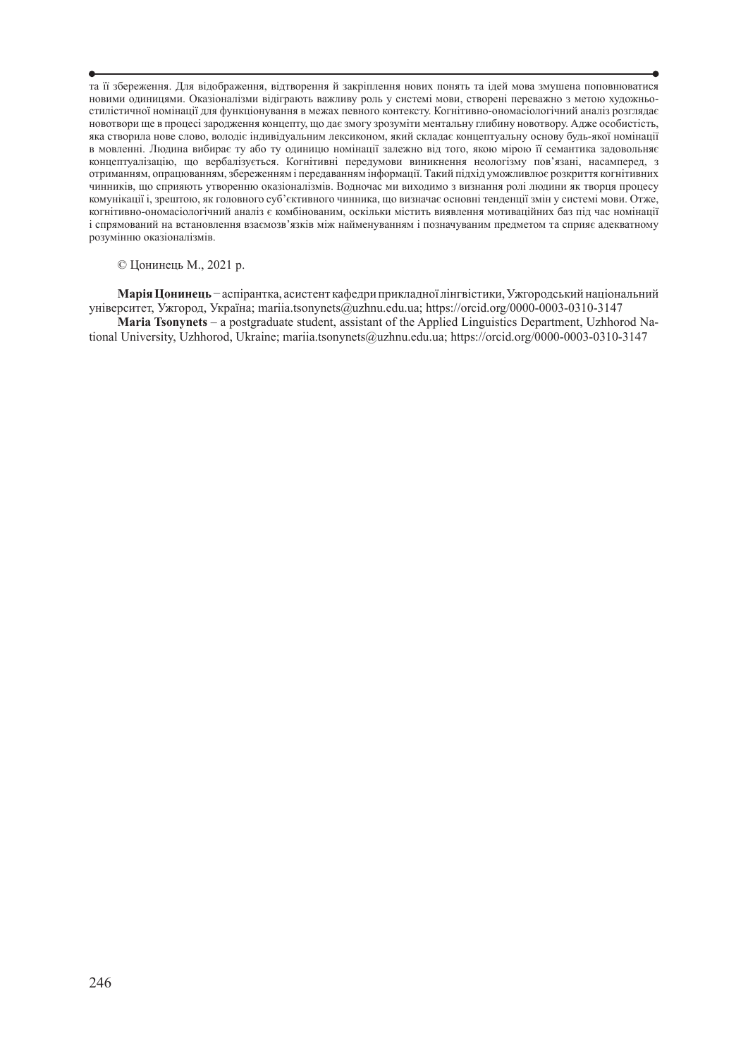та її збереження. Для відображення, відтворення й закріплення нових понять та ідей мова змушена поповнюватися новими одиницями. Оказіоналізми відіграють важливу роль у системі мови, створені переважно з метою художньо-стилістичної номінації для функціонування в межах певного контексту. Когнітивно-ономасіологічний аналіз розглядає новотвори ще в процесі зародження концепту, що дає змогу зрозуміти ментальну глибину новотвору. Адже особистість, яка створила нове слово, володіє індивідуальним лексиконом, який складає концептуальну основу будь-якої номінації в мовленні. Людина вибирає ту або ту одиницю номінації залежно від того, якою мірою її семантика задовольняє концептуалізацію, що вербалізується. Когнітивні передумови виникнення неологізму пов'язані, насамперед, з отриманням, опрацюванням, збереженням і передаванням інформації. Такий підхід уможливлює розкриття когнітивних чинників, що сприяють утворенню оказіоналізмів. Водночас ми виходимо з визнання ролі людини як творця процесу комунікації і, зрештою, як головного суб'єктивного чинника, що визначає основні тенденції змін у системі мови. Отже, когнітивно-ономасіологічний аналіз є комбінованим, оскільки містить виявлення мотиваційних баз під час номінації і спрямований на встановлення взаємозв'язків між найменуванням і позначуваним предметом та сприяє адекватному розумінню оказіоналізмів.

© Цонинець М., 2021 р.

**Марія Цонинець** – аспірантка, асистент кафедри прикладної лінгвістики, Ужгородський національний університет, Ужгород, Україна; mariia.tsonynets@uzhnu.edu.ua; https://orcid.org/0000-0003-0310-3147

**Maria Tsonynets** – a postgraduate student, assistant of the Applied Linguistics Department, Uzhhorod National University, Uzhhorod, Ukraine; mariia.tsonynets@uzhnu.edu.ua; https://orcid.org/0000-0003-0310-3147